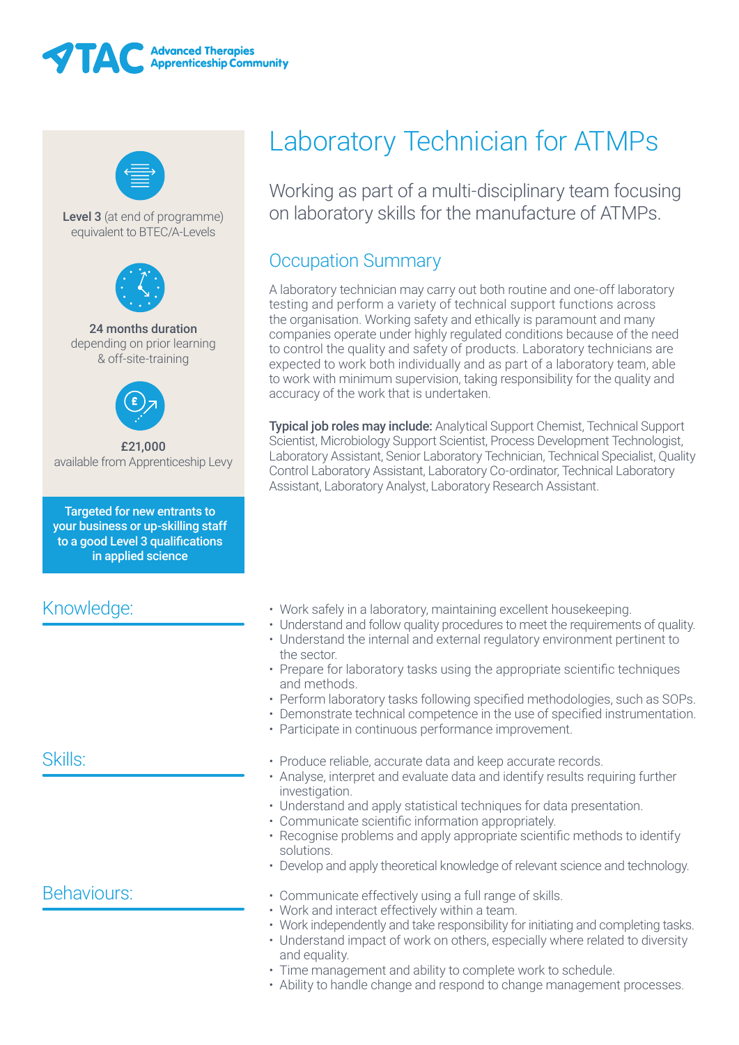**ATAC** Advanced Therapies Apprenticeship Community

# Laboratory Technician for ATMPs

**Level 3** (at end of programme) equivalent to BTEC/A-Levels

**24 months duration** depending on prior learning & off-site-training

**£21,000** available from Apprenticeship Levy

**Targeted for new entrants to your business or up-skilling staff to a good Level 3 qualifications in applied science**

Working as part of a multi-disciplinary team focusing on laboratory skills for the manufacture of ATMPs.

## Occupation Summary

A laboratory technician may carry out both routine and one-off laboratory testing and perform a variety of technical support functions across the organisation. Working safety and ethically is paramount and many companies operate under highly regulated conditions because of the need to control the quality and safety of products. Laboratory technicians are expected to work both individually and as part of a laboratory team, able to work with minimum supervision, taking responsibility for the quality and accuracy of the work that is undertaken.

**Typical job roles may include:** Analytical Support Chemist, Technical Support Scientist, Microbiology Support Scientist, Process Development Technologist, Laboratory Assistant, Senior Laboratory Technician, Technical Specialist, Quality Control Laboratory Assistant, Laboratory Co-ordinator, Technical Laboratory Assistant, Laboratory Analyst, Laboratory Research Assistant.

## Knowledge:

- Work safely in a laboratory, maintaining excellent housekeeping.
- Understand and follow quality procedures to meet the requirements of quality.
- Understand the internal and external regulatory environment pertinent to the sector.
- Prepare for laboratory tasks using the appropriate scientific techniques and methods.
- Perform laboratory tasks following specified methodologies, such as SOPs.
- Demonstrate technical competence in the use of specified instrumentation.
- Participate in continuous performance improvement.

## Skills:

- Produce reliable, accurate data and keep accurate records.
- Analyse, interpret and evaluate data and identify results requiring further investigation.
- Understand and apply statistical techniques for data presentation.
- Communicate scientific information appropriately.
- Recognise problems and apply appropriate scientific methods to identify solutions.
- Develop and apply theoretical knowledge of relevant science and technology.

## Behaviours:

- Communicate effectively using a full range of skills.
- Work and interact effectively within a team.
- Work independently and take responsibility for initiating and completing tasks.
- Understand impact of work on others, especially where related to diversity and equality.
- Time management and ability to complete work to schedule.
- Ability to handle change and respond to change management processes.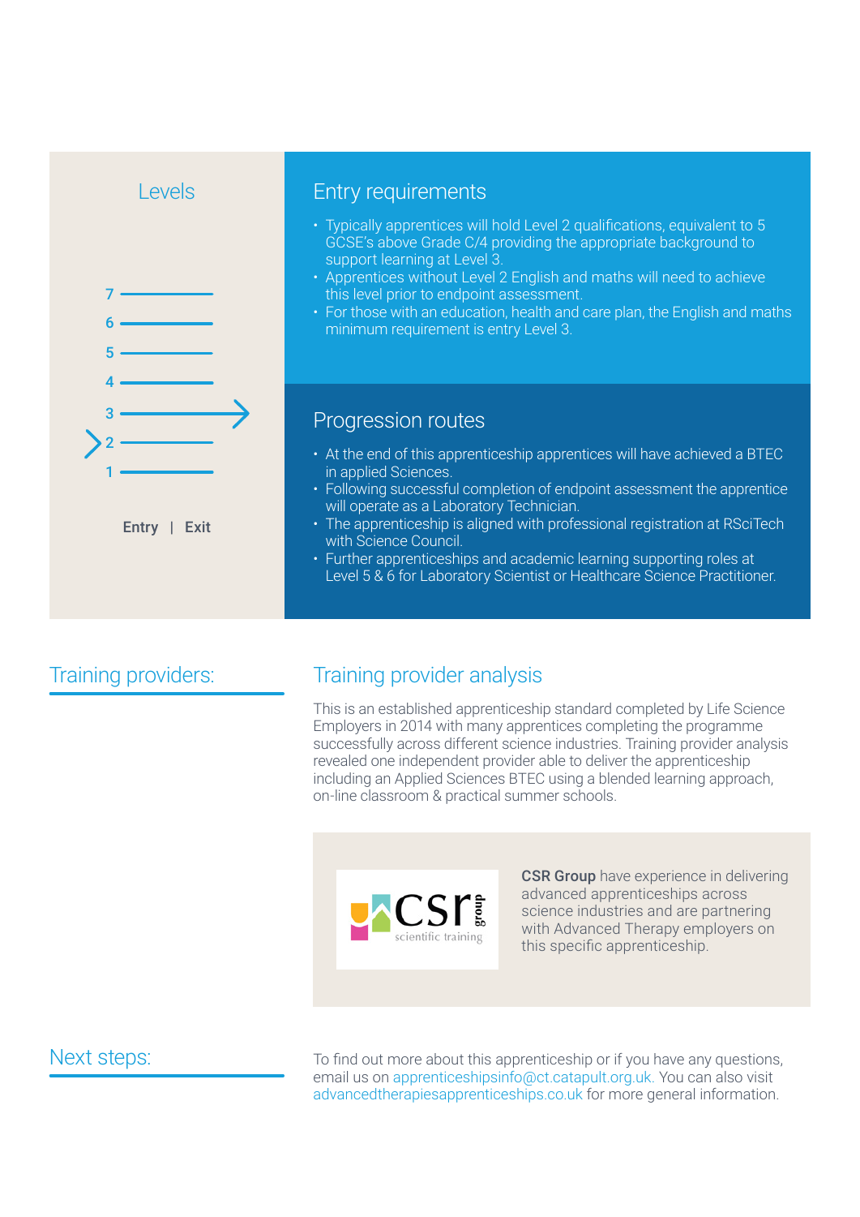## Levels

7
6
5
4
3
2
1

Entry | Exit

## Entry requirements

- Typically apprentices will hold Level 2 qualifications, equivalent to 5 GCSE's above Grade C/4 providing the appropriate background to support learning at Level 3.
- Apprentices without Level 2 English and maths will need to achieve this level prior to endpoint assessment.
- For those with an education, health and care plan, the English and maths minimum requirement is entry Level 3.

## Progression routes

- At the end of this apprenticeship apprentices will have achieved a BTEC in applied Sciences.
- Following successful completion of endpoint assessment the apprentice will operate as a Laboratory Technician.
- The apprenticeship is aligned with professional registration at RSciTech with Science Council.
- Further apprenticeships and academic learning supporting roles at Level 5 & 6 for Laboratory Scientist or Healthcare Science Practitioner.

## Training providers:

## Training provider analysis

This is an established apprenticeship standard completed by Life Science Employers in 2014 with many apprentices completing the programme successfully across different science industries. Training provider analysis revealed one independent provider able to deliver the apprenticeship including an Applied Sciences BTEC using a blended learning approach, on-line classroom & practical summer schools.

csr group scientific training

**CSR Group** have experience in delivering advanced apprenticeships across science industries and are partnering with Advanced Therapy employers on this specific apprenticeship.

## Next steps:

To find out more about this apprenticeship or if you have any questions, email us on apprenticeshipsinfo@ct.catapult.org.uk. You can also visit advancedtherapiesapprenticeships.co.uk for more general information.